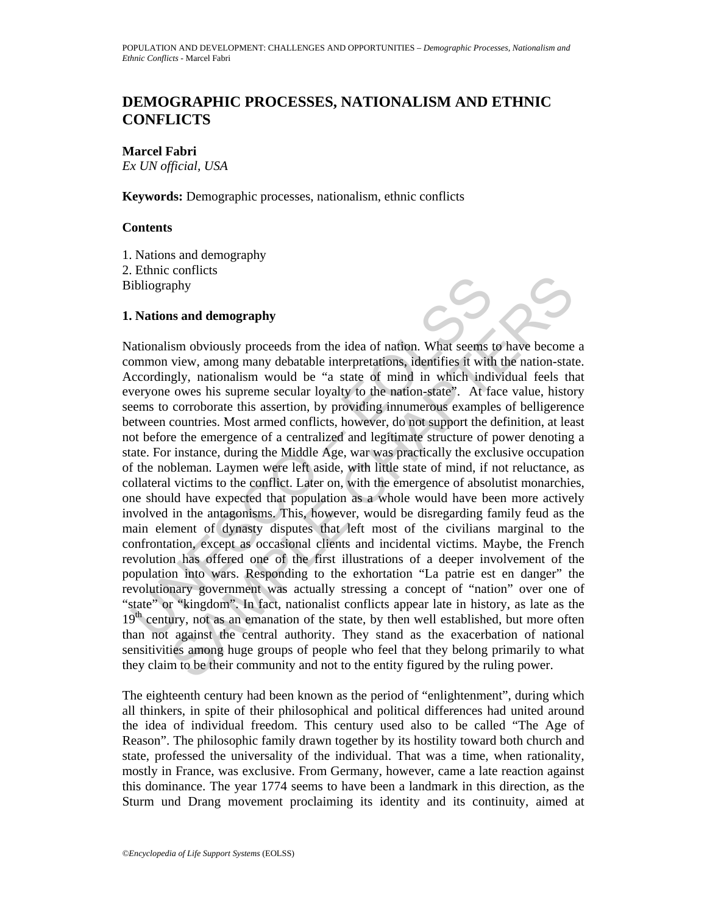# DEMOGRAPHIC PROCESSES, NATIONALISM AND ETHNIC CONFLICTS

**Marcel Fabri**
*Ex UN official, USA*

**Keywords:** Demographic processes, nationalism, ethnic conflicts

**Contents**

1. Nations and demography
2. Ethnic conflicts
Bibliography

## 1. Nations and demography

Nationalism obviously proceeds from the idea of nation. What seems to have become a common view, among many debatable interpretations, identifies it with the nation-state. Accordingly, nationalism would be "a state of mind in which individual feels that everyone owes his supreme secular loyalty to the nation-state". At face value, history seems to corroborate this assertion, by providing innumerous examples of belligerence between countries. Most armed conflicts, however, do not support the definition, at least not before the emergence of a centralized and legitimate structure of power denoting a state. For instance, during the Middle Age, war was practically the exclusive occupation of the nobleman. Laymen were left aside, with little state of mind, if not reluctance, as collateral victims to the conflict. Later on, with the emergence of absolutist monarchies, one should have expected that population as a whole would have been more actively involved in the antagonisms. This, however, would be disregarding family feud as the main element of dynasty disputes that left most of the civilians marginal to the confrontation, except as occasional clients and incidental victims. Maybe, the French revolution has offered one of the first illustrations of a deeper involvement of the population into wars. Responding to the exhortation "La patrie est en danger" the revolutionary government was actually stressing a concept of "nation" over one of "state" or "kingdom". In fact, nationalist conflicts appear late in history, as late as the 19th century, not as an emanation of the state, by then well established, but more often than not against the central authority. They stand as the exacerbation of national sensitivities among huge groups of people who feel that they belong primarily to what they claim to be their community and not to the entity figured by the ruling power.

The eighteenth century had been known as the period of "enlightenment", during which all thinkers, in spite of their philosophical and political differences had united around the idea of individual freedom. This century used also to be called "The Age of Reason". The philosophic family drawn together by its hostility toward both church and state, professed the universality of the individual. That was a time, when rationality, mostly in France, was exclusive. From Germany, however, came a late reaction against this dominance. The year 1774 seems to have been a landmark in this direction, as the Sturm und Drang movement proclaiming its identity and its continuity, aimed at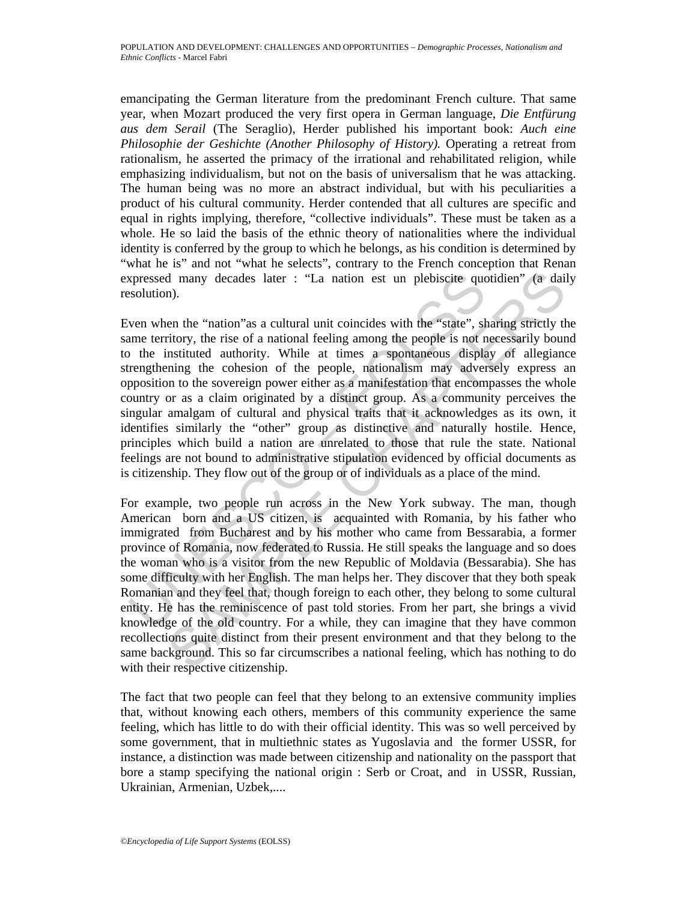emancipating the German literature from the predominant French culture. That same year, when Mozart produced the very first opera in German language, *Die Entfürung aus dem Serail* (The Seraglio), Herder published his important book: *Auch eine Philosophie der Geshichte (Another Philosophy of History).* Operating a retreat from rationalism, he asserted the primacy of the irrational and rehabilitated religion, while emphasizing individualism, but not on the basis of universalism that he was attacking. The human being was no more an abstract individual, but with his peculiarities a product of his cultural community. Herder contended that all cultures are specific and equal in rights implying, therefore, "collective individuals". These must be taken as a whole. He so laid the basis of the ethnic theory of nationalities where the individual identity is conferred by the group to which he belongs, as his condition is determined by "what he is" and not "what he selects", contrary to the French conception that Renan expressed many decades later : "La nation est un plebiscite quotidien" (a daily resolution).

Even when the "nation"as a cultural unit coincides with the "state", sharing strictly the same territory, the rise of a national feeling among the people is not necessarily bound to the instituted authority. While at times a spontaneous display of allegiance strengthening the cohesion of the people, nationalism may adversely express an opposition to the sovereign power either as a manifestation that encompasses the whole country or as a claim originated by a distinct group. As a community perceives the singular amalgam of cultural and physical traits that it acknowledges as its own, it identifies similarly the "other" group as distinctive and naturally hostile. Hence, principles which build a nation are unrelated to those that rule the state. National feelings are not bound to administrative stipulation evidenced by official documents as is citizenship. They flow out of the group or of individuals as a place of the mind.

For example, two people run across in the New York subway. The man, though American born and a US citizen, is acquainted with Romania, by his father who immigrated from Bucharest and by his mother who came from Bessarabia, a former province of Romania, now federated to Russia. He still speaks the language and so does the woman who is a visitor from the new Republic of Moldavia (Bessarabia). She has some difficulty with her English. The man helps her. They discover that they both speak Romanian and they feel that, though foreign to each other, they belong to some cultural entity. He has the reminiscence of past told stories. From her part, she brings a vivid knowledge of the old country. For a while, they can imagine that they have common recollections quite distinct from their present environment and that they belong to the same background. This so far circumscribes a national feeling, which has nothing to do with their respective citizenship.

The fact that two people can feel that they belong to an extensive community implies that, without knowing each others, members of this community experience the same feeling, which has little to do with their official identity. This was so well perceived by some government, that in multiethnic states as Yugoslavia and the former USSR, for instance, a distinction was made between citizenship and nationality on the passport that bore a stamp specifying the national origin : Serb or Croat, and in USSR, Russian, Ukrainian, Armenian, Uzbek,....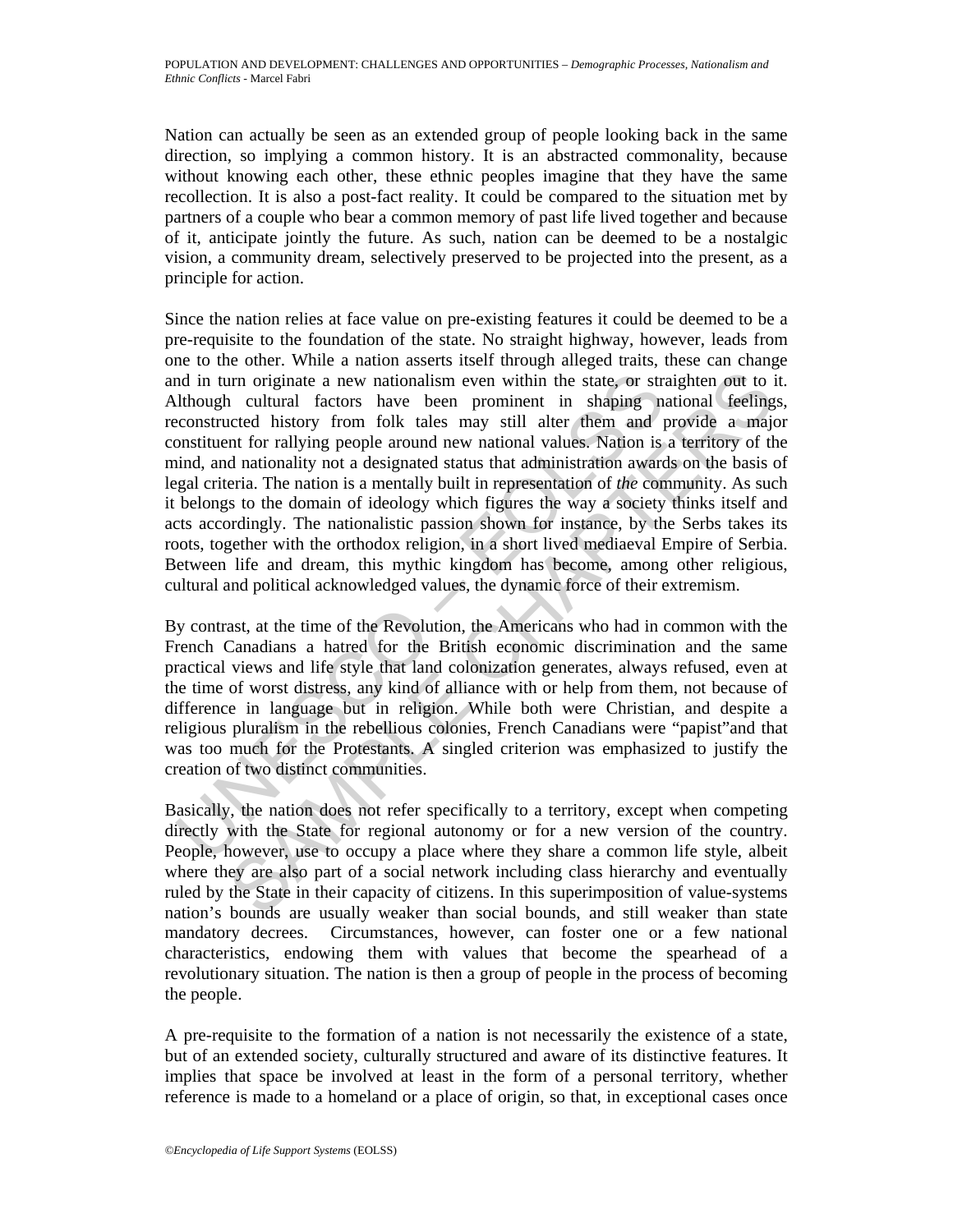Nation can actually be seen as an extended group of people looking back in the same direction, so implying a common history. It is an abstracted commonality, because without knowing each other, these ethnic peoples imagine that they have the same recollection. It is also a post-fact reality. It could be compared to the situation met by partners of a couple who bear a common memory of past life lived together and because of it, anticipate jointly the future. As such, nation can be deemed to be a nostalgic vision, a community dream, selectively preserved to be projected into the present, as a principle for action.

Since the nation relies at face value on pre-existing features it could be deemed to be a pre-requisite to the foundation of the state. No straight highway, however, leads from one to the other. While a nation asserts itself through alleged traits, these can change and in turn originate a new nationalism even within the state, or straighten out to it. Although cultural factors have been prominent in shaping national feelings, reconstructed history from folk tales may still alter them and provide a major constituent for rallying people around new national values. Nation is a territory of the mind, and nationality not a designated status that administration awards on the basis of legal criteria. The nation is a mentally built in representation of *the* community. As such it belongs to the domain of ideology which figures the way a society thinks itself and acts accordingly. The nationalistic passion shown for instance, by the Serbs takes its roots, together with the orthodox religion, in a short lived mediaeval Empire of Serbia. Between life and dream, this mythic kingdom has become, among other religious, cultural and political acknowledged values, the dynamic force of their extremism.

By contrast, at the time of the Revolution, the Americans who had in common with the French Canadians a hatred for the British economic discrimination and the same practical views and life style that land colonization generates, always refused, even at the time of worst distress, any kind of alliance with or help from them, not because of difference in language but in religion. While both were Christian, and despite a religious pluralism in the rebellious colonies, French Canadians were "papist"and that was too much for the Protestants. A singled criterion was emphasized to justify the creation of two distinct communities.

Basically, the nation does not refer specifically to a territory, except when competing directly with the State for regional autonomy or for a new version of the country. People, however, use to occupy a place where they share a common life style, albeit where they are also part of a social network including class hierarchy and eventually ruled by the State in their capacity of citizens. In this superimposition of value-systems nation's bounds are usually weaker than social bounds, and still weaker than state mandatory decrees. Circumstances, however, can foster one or a few national characteristics, endowing them with values that become the spearhead of a revolutionary situation. The nation is then a group of people in the process of becoming the people.

A pre-requisite to the formation of a nation is not necessarily the existence of a state, but of an extended society, culturally structured and aware of its distinctive features. It implies that space be involved at least in the form of a personal territory, whether reference is made to a homeland or a place of origin, so that, in exceptional cases once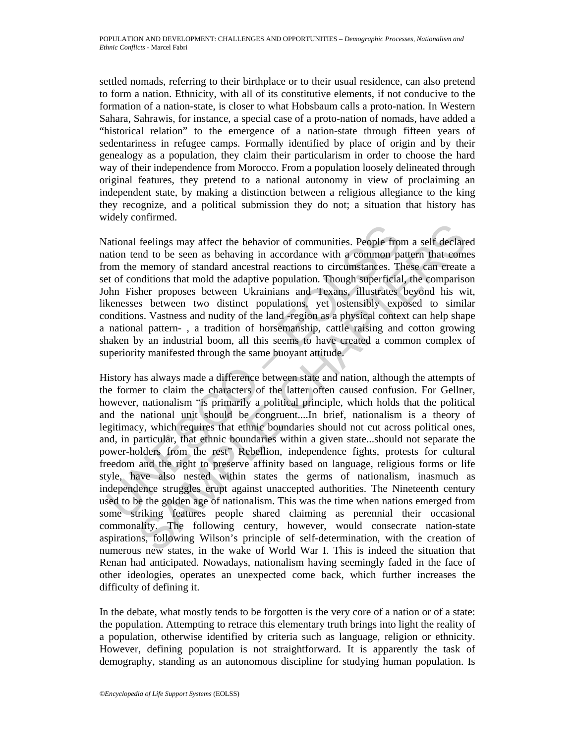settled nomads, referring to their birthplace or to their usual residence, can also pretend to form a nation. Ethnicity, with all of its constitutive elements, if not conducive to the formation of a nation-state, is closer to what Hobsbaum calls a proto-nation. In Western Sahara, Sahrawis, for instance, a special case of a proto-nation of nomads, have added a "historical relation" to the emergence of a nation-state through fifteen years of sedentariness in refugee camps. Formally identified by place of origin and by their genealogy as a population, they claim their particularism in order to choose the hard way of their independence from Morocco. From a population loosely delineated through original features, they pretend to a national autonomy in view of proclaiming an independent state, by making a distinction between a religious allegiance to the king they recognize, and a political submission they do not; a situation that history has widely confirmed.

National feelings may affect the behavior of communities. People from a self declared nation tend to be seen as behaving in accordance with a common pattern that comes from the memory of standard ancestral reactions to circumstances. These can create a set of conditions that mold the adaptive population. Though superficial, the comparison John Fisher proposes between Ukrainians and Texans, illustrates beyond his wit, likenesses between two distinct populations, yet ostensibly exposed to similar conditions. Vastness and nudity of the land -region as a physical context can help shape a national pattern- , a tradition of horsemanship, cattle raising and cotton growing shaken by an industrial boom, all this seems to have created a common complex of superiority manifested through the same buoyant attitude.

History has always made a difference between state and nation, although the attempts of the former to claim the characters of the latter often caused confusion. For Gellner, however, nationalism "is primarily a political principle, which holds that the political and the national unit should be congruent....In brief, nationalism is a theory of legitimacy, which requires that ethnic boundaries should not cut across political ones, and, in particular, that ethnic boundaries within a given state...should not separate the power-holders from the rest" Rebellion, independence fights, protests for cultural freedom and the right to preserve affinity based on language, religious forms or life style, have also nested within states the germs of nationalism, inasmuch as independence struggles erupt against unaccepted authorities. The Nineteenth century used to be the golden age of nationalism. This was the time when nations emerged from some striking features people shared claiming as perennial their occasional commonality. The following century, however, would consecrate nation-state aspirations, following Wilson's principle of self-determination, with the creation of numerous new states, in the wake of World War I. This is indeed the situation that Renan had anticipated. Nowadays, nationalism having seemingly faded in the face of other ideologies, operates an unexpected come back, which further increases the difficulty of defining it.

In the debate, what mostly tends to be forgotten is the very core of a nation or of a state: the population. Attempting to retrace this elementary truth brings into light the reality of a population, otherwise identified by criteria such as language, religion or ethnicity. However, defining population is not straightforward. It is apparently the task of demography, standing as an autonomous discipline for studying human population. Is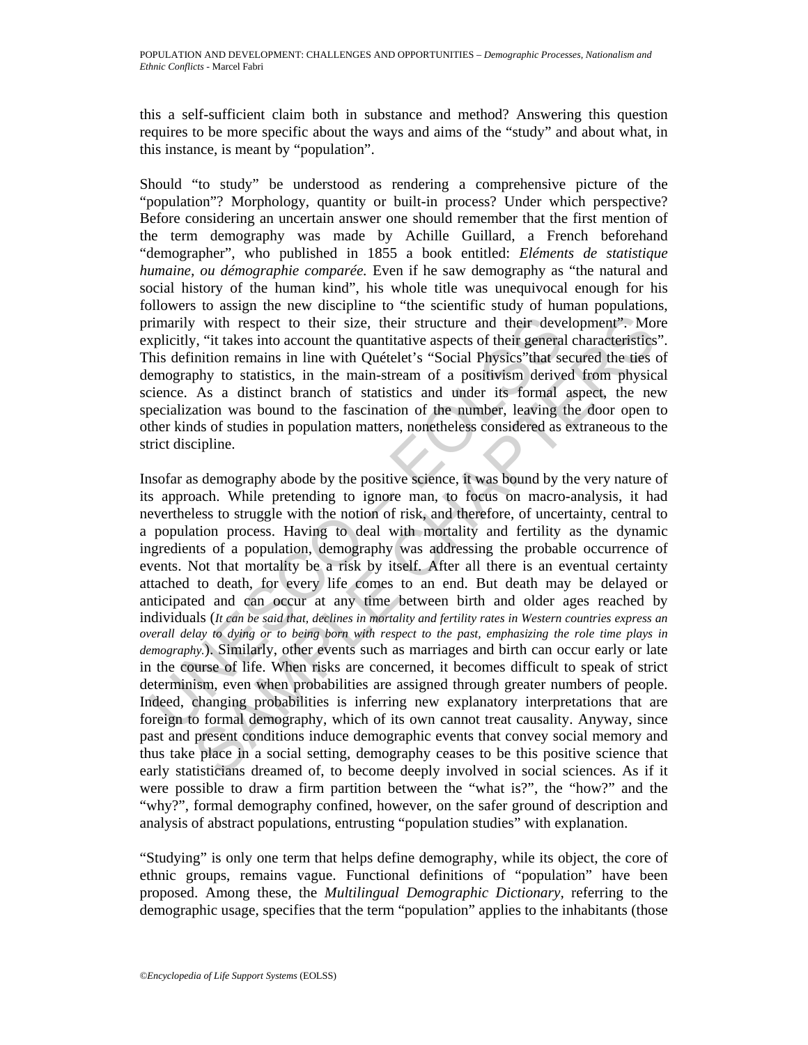this a self-sufficient claim both in substance and method? Answering this question requires to be more specific about the ways and aims of the "study" and about what, in this instance, is meant by "population".

Should "to study" be understood as rendering a comprehensive picture of the "population"? Morphology, quantity or built-in process? Under which perspective? Before considering an uncertain answer one should remember that the first mention of the term demography was made by Achille Guillard, a French beforehand "demographer", who published in 1855 a book entitled: *Eléments de statistique humaine, ou démographie comparée.* Even if he saw demography as "the natural and social history of the human kind", his whole title was unequivocal enough for his followers to assign the new discipline to "the scientific study of human populations, primarily with respect to their size, their structure and their development". More explicitly, "it takes into account the quantitative aspects of their general characteristics". This definition remains in line with Quételet's "Social Physics"that secured the ties of demography to statistics, in the main-stream of a positivism derived from physical science. As a distinct branch of statistics and under its formal aspect, the new specialization was bound to the fascination of the number, leaving the door open to other kinds of studies in population matters, nonetheless considered as extraneous to the strict discipline.

Insofar as demography abode by the positive science, it was bound by the very nature of its approach. While pretending to ignore man, to focus on macro-analysis, it had nevertheless to struggle with the notion of risk, and therefore, of uncertainty, central to a population process. Having to deal with mortality and fertility as the dynamic ingredients of a population, demography was addressing the probable occurrence of events. Not that mortality be a risk by itself. After all there is an eventual certainty attached to death, for every life comes to an end. But death may be delayed or anticipated and can occur at any time between birth and older ages reached by individuals (*It can be said that, declines in mortality and fertility rates in Western countries express an overall delay to dying or to being born with respect to the past, emphasizing the role time plays in demography.*). Similarly, other events such as marriages and birth can occur early or late in the course of life. When risks are concerned, it becomes difficult to speak of strict determinism, even when probabilities are assigned through greater numbers of people. Indeed, changing probabilities is inferring new explanatory interpretations that are foreign to formal demography, which of its own cannot treat causality. Anyway, since past and present conditions induce demographic events that convey social memory and thus take place in a social setting, demography ceases to be this positive science that early statisticians dreamed of, to become deeply involved in social sciences. As if it were possible to draw a firm partition between the "what is?", the "how?" and the "why?", formal demography confined, however, on the safer ground of description and analysis of abstract populations, entrusting "population studies" with explanation.

"Studying" is only one term that helps define demography, while its object, the core of ethnic groups, remains vague. Functional definitions of "population" have been proposed. Among these, the *Multilingual Demographic Dictionary,* referring to the demographic usage, specifies that the term "population" applies to the inhabitants (those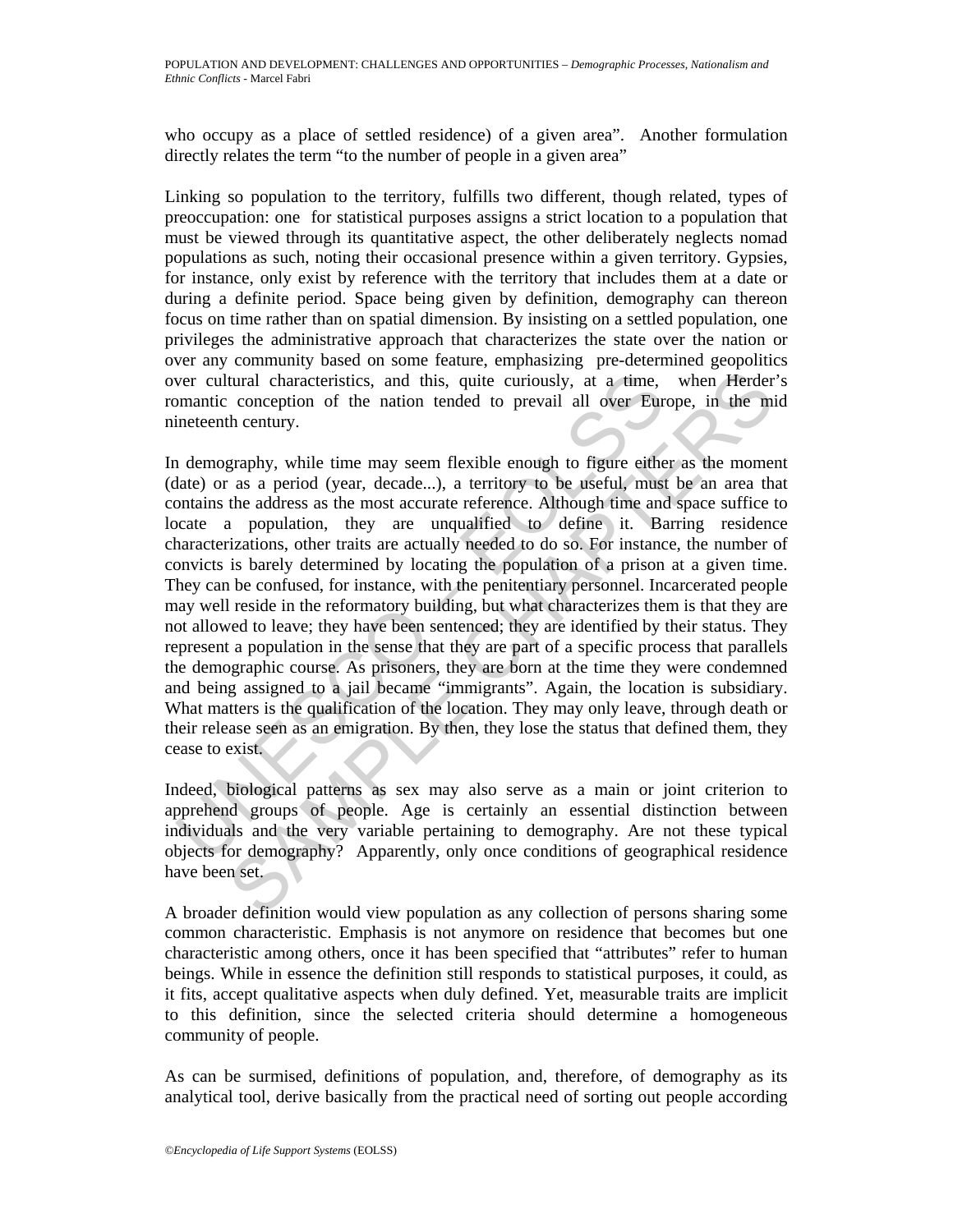who occupy as a place of settled residence) of a given area". Another formulation directly relates the term "to the number of people in a given area"

Linking so population to the territory, fulfills two different, though related, types of preoccupation: one for statistical purposes assigns a strict location to a population that must be viewed through its quantitative aspect, the other deliberately neglects nomad populations as such, noting their occasional presence within a given territory. Gypsies, for instance, only exist by reference with the territory that includes them at a date or during a definite period. Space being given by definition, demography can thereon focus on time rather than on spatial dimension. By insisting on a settled population, one privileges the administrative approach that characterizes the state over the nation or over any community based on some feature, emphasizing pre-determined geopolitics over cultural characteristics, and this, quite curiously, at a time, when Herder's romantic conception of the nation tended to prevail all over Europe, in the mid nineteenth century.

In demography, while time may seem flexible enough to figure either as the moment (date) or as a period (year, decade...), a territory to be useful, must be an area that contains the address as the most accurate reference. Although time and space suffice to locate a population, they are unqualified to define it. Barring residence characterizations, other traits are actually needed to do so. For instance, the number of convicts is barely determined by locating the population of a prison at a given time. They can be confused, for instance, with the penitentiary personnel. Incarcerated people may well reside in the reformatory building, but what characterizes them is that they are not allowed to leave; they have been sentenced; they are identified by their status. They represent a population in the sense that they are part of a specific process that parallels the demographic course. As prisoners, they are born at the time they were condemned and being assigned to a jail became "immigrants". Again, the location is subsidiary. What matters is the qualification of the location. They may only leave, through death or their release seen as an emigration. By then, they lose the status that defined them, they cease to exist.

Indeed, biological patterns as sex may also serve as a main or joint criterion to apprehend groups of people. Age is certainly an essential distinction between individuals and the very variable pertaining to demography. Are not these typical objects for demography? Apparently, only once conditions of geographical residence have been set.

A broader definition would view population as any collection of persons sharing some common characteristic. Emphasis is not anymore on residence that becomes but one characteristic among others, once it has been specified that "attributes" refer to human beings. While in essence the definition still responds to statistical purposes, it could, as it fits, accept qualitative aspects when duly defined. Yet, measurable traits are implicit to this definition, since the selected criteria should determine a homogeneous community of people.

As can be surmised, definitions of population, and, therefore, of demography as its analytical tool, derive basically from the practical need of sorting out people according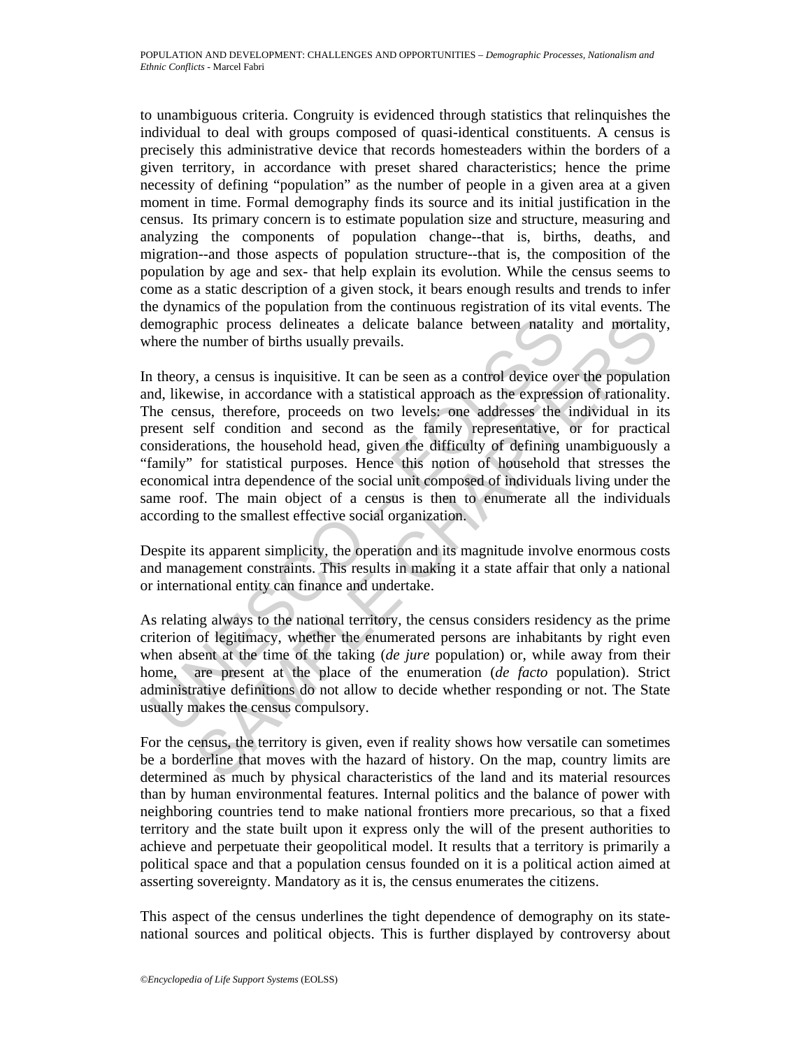to unambiguous criteria. Congruity is evidenced through statistics that relinquishes the individual to deal with groups composed of quasi-identical constituents. A census is precisely this administrative device that records homesteaders within the borders of a given territory, in accordance with preset shared characteristics; hence the prime necessity of defining "population" as the number of people in a given area at a given moment in time. Formal demography finds its source and its initial justification in the census. Its primary concern is to estimate population size and structure, measuring and analyzing the components of population change--that is, births, deaths, and migration--and those aspects of population structure--that is, the composition of the population by age and sex- that help explain its evolution. While the census seems to come as a static description of a given stock, it bears enough results and trends to infer the dynamics of the population from the continuous registration of its vital events. The demographic process delineates a delicate balance between natality and mortality, where the number of births usually prevails.

In theory, a census is inquisitive. It can be seen as a control device over the population and, likewise, in accordance with a statistical approach as the expression of rationality. The census, therefore, proceeds on two levels: one addresses the individual in its present self condition and second as the family representative, or for practical considerations, the household head, given the difficulty of defining unambiguously a "family" for statistical purposes. Hence this notion of household that stresses the economical intra dependence of the social unit composed of individuals living under the same roof. The main object of a census is then to enumerate all the individuals according to the smallest effective social organization.

Despite its apparent simplicity, the operation and its magnitude involve enormous costs and management constraints. This results in making it a state affair that only a national or international entity can finance and undertake.

As relating always to the national territory, the census considers residency as the prime criterion of legitimacy, whether the enumerated persons are inhabitants by right even when absent at the time of the taking (*de jure* population) or, while away from their home, are present at the place of the enumeration (*de facto* population). Strict administrative definitions do not allow to decide whether responding or not. The State usually makes the census compulsory.

For the census, the territory is given, even if reality shows how versatile can sometimes be a borderline that moves with the hazard of history. On the map, country limits are determined as much by physical characteristics of the land and its material resources than by human environmental features. Internal politics and the balance of power with neighboring countries tend to make national frontiers more precarious, so that a fixed territory and the state built upon it express only the will of the present authorities to achieve and perpetuate their geopolitical model. It results that a territory is primarily a political space and that a population census founded on it is a political action aimed at asserting sovereignty. Mandatory as it is, the census enumerates the citizens.

This aspect of the census underlines the tight dependence of demography on its state-national sources and political objects. This is further displayed by controversy about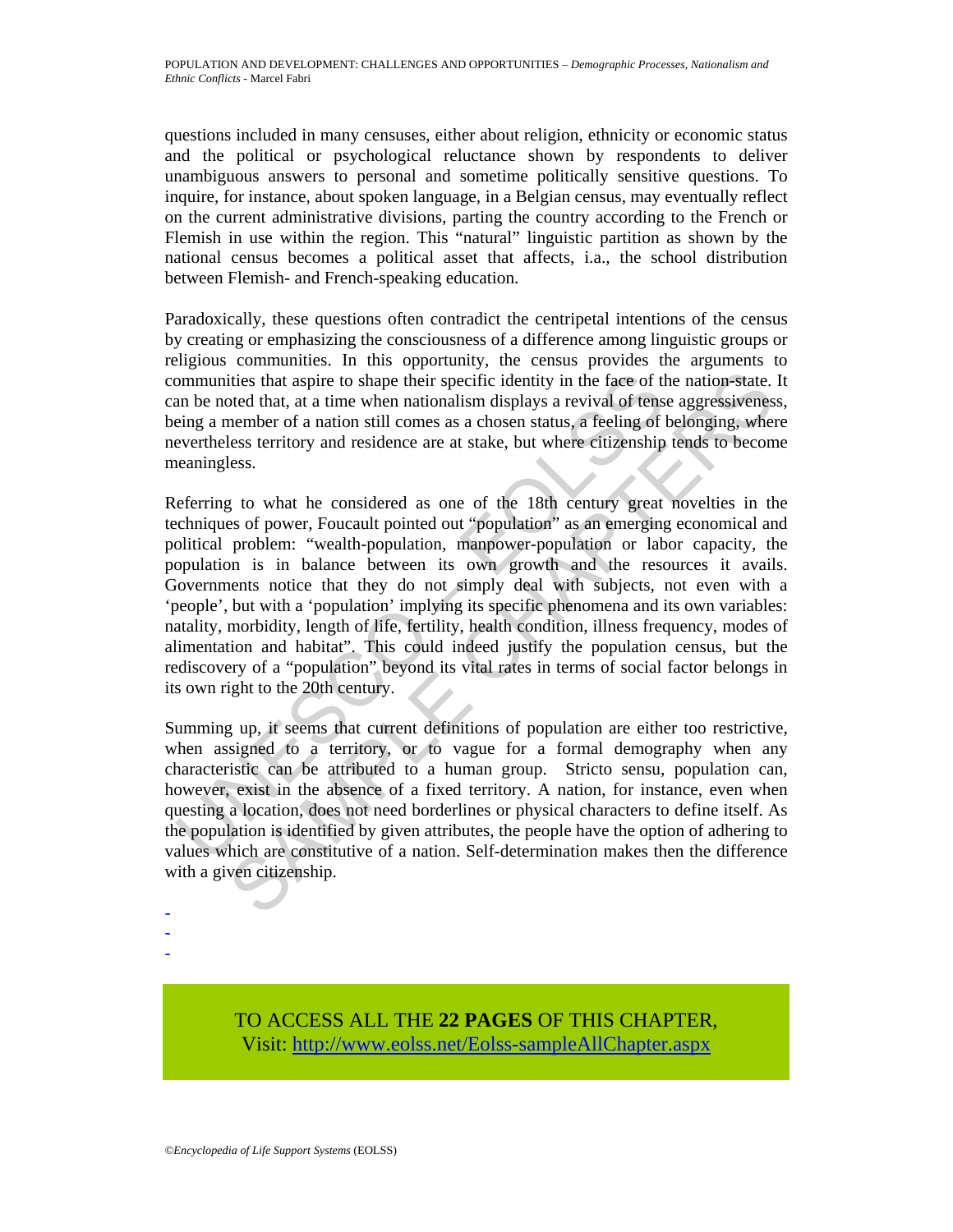questions included in many censuses, either about religion, ethnicity or economic status and the political or psychological reluctance shown by respondents to deliver unambiguous answers to personal and sometime politically sensitive questions. To inquire, for instance, about spoken language, in a Belgian census, may eventually reflect on the current administrative divisions, parting the country according to the French or Flemish in use within the region. This "natural" linguistic partition as shown by the national census becomes a political asset that affects, i.a., the school distribution between Flemish- and French-speaking education.

Paradoxically, these questions often contradict the centripetal intentions of the census by creating or emphasizing the consciousness of a difference among linguistic groups or religious communities. In this opportunity, the census provides the arguments to communities that aspire to shape their specific identity in the face of the nation-state. It can be noted that, at a time when nationalism displays a revival of tense aggressiveness, being a member of a nation still comes as a chosen status, a feeling of belonging, where nevertheless territory and residence are at stake, but where citizenship tends to become meaningless.

Referring to what he considered as one of the 18th century great novelties in the techniques of power, Foucault pointed out "population" as an emerging economical and political problem: "wealth-population, manpower-population or labor capacity, the population is in balance between its own growth and the resources it avails. Governments notice that they do not simply deal with subjects, not even with a 'people', but with a 'population' implying its specific phenomena and its own variables: natality, morbidity, length of life, fertility, health condition, illness frequency, modes of alimentation and habitat". This could indeed justify the population census, but the rediscovery of a "population" beyond its vital rates in terms of social factor belongs in its own right to the 20th century.

Summing up, it seems that current definitions of population are either too restrictive, when assigned to a territory, or to vague for a formal demography when any characteristic can be attributed to a human group. Stricto sensu, population can, however, exist in the absence of a fixed territory. A nation, for instance, even when questing a location, does not need borderlines or physical characters to define itself. As the population is identified by given attributes, the people have the option of adhering to values which are constitutive of a nation. Self-determination makes then the difference with a given citizenship.

-
-
-

TO ACCESS ALL THE **22 PAGES** OF THIS CHAPTER,
Visit: http://www.eolss.net/Eolss-sampleAllChapter.aspx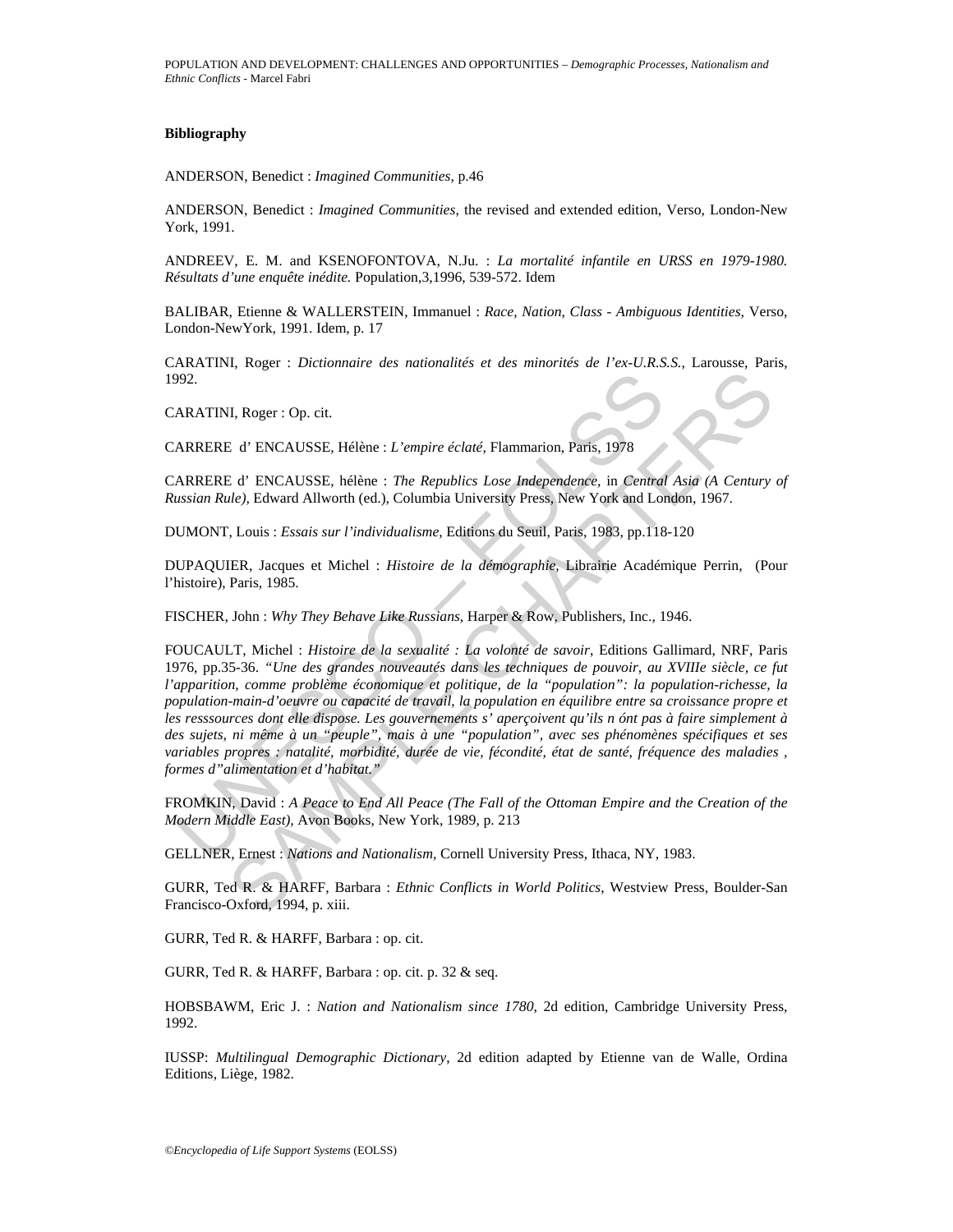**Bibliography**

ANDERSON, Benedict : *Imagined Communities,* p.46

ANDERSON, Benedict : *Imagined Communities,* the revised and extended edition, Verso, London-New York, 1991.

ANDREEV, E. M. and KSENOFONTOVA, N.Ju. : *La mortalité infantile en URSS en 1979-1980. Résultats d'une enquête inédite.* Population,3,1996, 539-572. Idem

BALIBAR, Etienne & WALLERSTEIN, Immanuel : *Race, Nation, Class - Ambiguous Identities,* Verso, London-NewYork, 1991. Idem, p. 17

CARATINI, Roger : *Dictionnaire des nationalités et des minorités de l'ex-U.R.S.S.,* Larousse, Paris, 1992.

CARATINI, Roger : Op. cit.

CARRERE d' ENCAUSSE, Hélène : *L'empire éclaté,* Flammarion, Paris, 1978

CARRERE d' ENCAUSSE, hélène : *The Republics Lose Independence,* in *Central Asia (A Century of Russian Rule),* Edward Allworth (ed.), Columbia University Press, New York and London, 1967.

DUMONT, Louis : *Essais sur l'individualisme,* Editions du Seuil, Paris, 1983, pp.118-120

DUPAQUIER, Jacques et Michel : *Histoire de la démographie,* Librairie Académique Perrin, (Pour l'histoire), Paris, 1985.

FISCHER, John : *Why They Behave Like Russians,* Harper & Row, Publishers, Inc., 1946.

FOUCAULT, Michel : *Histoire de la sexualité : La volonté de savoir,* Editions Gallimard, NRF, Paris 1976, pp.35-36. *"Une des grandes nouveautés dans les techniques de pouvoir, au XVIIIe siècle, ce fut l'apparition, comme problème économique et politique, de la "population": la population-richesse, la population-main-d'oeuvre ou capacité de travail, la population en équilibre entre sa croissance propre et les resssources dont elle dispose. Les gouvernements s' aperçoivent qu'ils n ónt pas à faire simplement à des sujets, ni même à un "peuple", mais à une "population", avec ses phénomènes spécifiques et ses variables propres : natalité, morbidité, durée de vie, fécondité, état de santé, fréquence des maladies , formes d"alimentation et d'habitat."*

FROMKIN, David : *A Peace to End All Peace (The Fall of the Ottoman Empire and the Creation of the Modern Middle East),* Avon Books, New York, 1989, p. 213

GELLNER, Ernest : *Nations and Nationalism,* Cornell University Press, Ithaca, NY, 1983.

GURR, Ted R. & HARFF, Barbara : *Ethnic Conflicts in World Politics*, Westview Press, Boulder-San Francisco-Oxford, 1994, p. xiii.

GURR, Ted R. & HARFF, Barbara : op. cit.

GURR, Ted R. & HARFF, Barbara : op. cit. p. 32 & seq.

HOBSBAWM, Eric J. : *Nation and Nationalism since 1780,* 2d edition, Cambridge University Press, 1992.

IUSSP: *Multilingual Demographic Dictionary,* 2d edition adapted by Etienne van de Walle, Ordina Editions, Liège, 1982.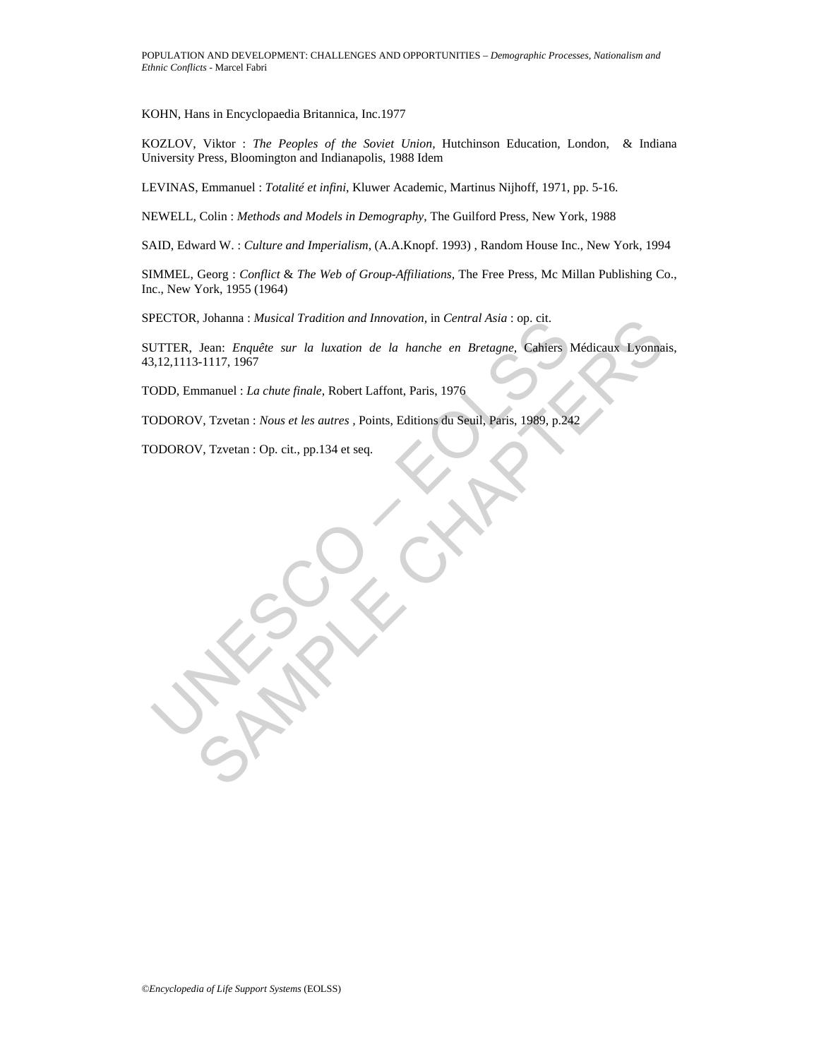KOHN, Hans in Encyclopaedia Britannica, Inc.1977

KOZLOV, Viktor : *The Peoples of the Soviet Union*, Hutchinson Education, London, & Indiana University Press, Bloomington and Indianapolis, 1988 Idem

LEVINAS, Emmanuel : *Totalité et infini*, Kluwer Academic, Martinus Nijhoff, 1971, pp. 5-16.

NEWELL, Colin : *Methods and Models in Demography*, The Guilford Press, New York, 1988

SAID, Edward W. : *Culture and Imperialism*, (A.A.Knopf. 1993) , Random House Inc., New York, 1994

SIMMEL, Georg : *Conflict* & *The Web of Group-Affiliations*, The Free Press, Mc Millan Publishing Co., Inc., New York, 1955 (1964)

SPECTOR, Johanna : *Musical Tradition and Innovation*, in *Central Asia* : op. cit.

SUTTER, Jean: *Enquête sur la luxation de la hanche en Bretagne*, Cahiers Médicaux Lyonnais, 43,12,1113-1117, 1967

TODD, Emmanuel : *La chute finale*, Robert Laffont, Paris, 1976

TODOROV, Tzvetan : *Nous et les autres* , Points, Editions du Seuil, Paris, 1989, p.242

TODOROV, Tzvetan : Op. cit., pp.134 et seq.